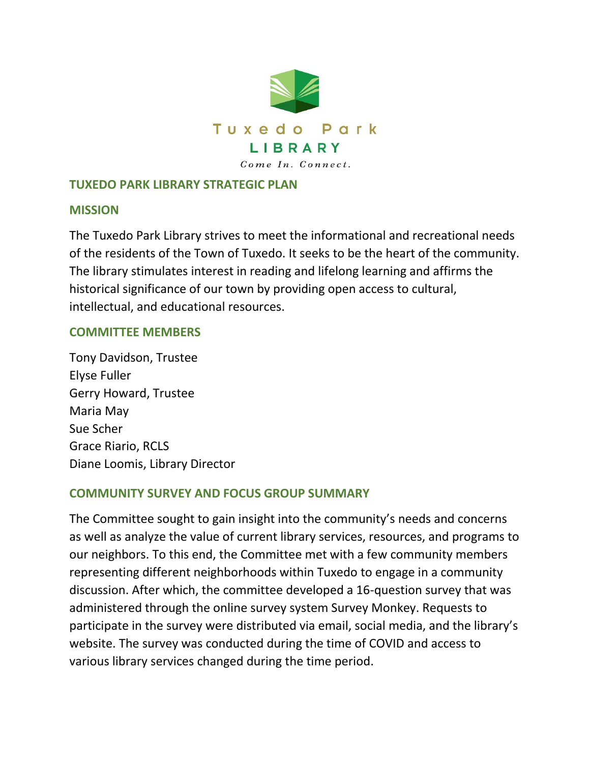Tuxedo Park

LIBRARY

*Come In. Connect.*

# TUXEDO PARK LIBRARY STRATEGIC PLAN

## MISSION

The Tuxedo Park Library strives to meet the informational and recreational needs of the residents of the Town of Tuxedo. It seeks to be the heart of the community. The library stimulates interest in reading and lifelong learning and affirms the historical significance of our town by providing open access to cultural, intellectual, and educational resources.

## COMMITTEE MEMBERS

Tony Davidson, Trustee
Elyse Fuller
Gerry Howard, Trustee
Maria May
Sue Scher
Grace Riario, RCLS
Diane Loomis, Library Director

## COMMUNITY SURVEY AND FOCUS GROUP SUMMARY

The Committee sought to gain insight into the community's needs and concerns as well as analyze the value of current library services, resources, and programs to our neighbors. To this end, the Committee met with a few community members representing different neighborhoods within Tuxedo to engage in a community discussion. After which, the committee developed a 16-question survey that was administered through the online survey system Survey Monkey. Requests to participate in the survey were distributed via email, social media, and the library's website. The survey was conducted during the time of COVID and access to various library services changed during the time period.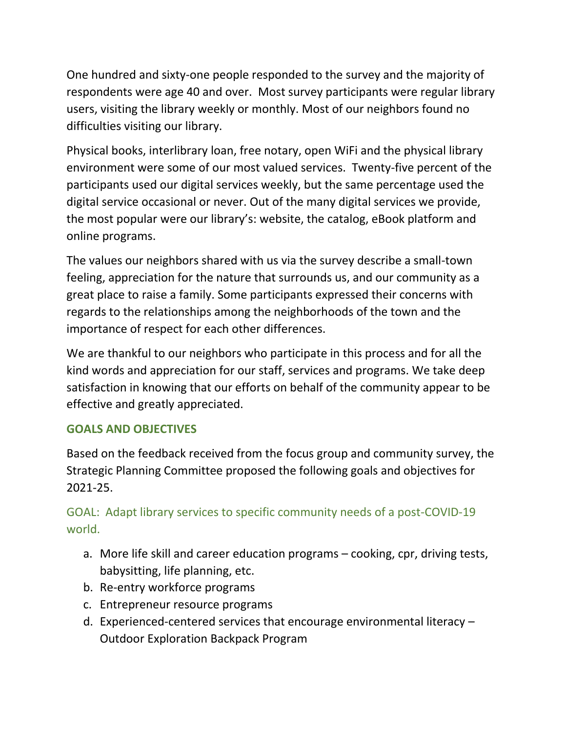One hundred and sixty-one people responded to the survey and the majority of respondents were age 40 and over.  Most survey participants were regular library users, visiting the library weekly or monthly. Most of our neighbors found no difficulties visiting our library.

Physical books, interlibrary loan, free notary, open WiFi and the physical library environment were some of our most valued services.  Twenty-five percent of the participants used our digital services weekly, but the same percentage used the digital service occasional or never. Out of the many digital services we provide, the most popular were our library's: website, the catalog, eBook platform and online programs.

The values our neighbors shared with us via the survey describe a small-town feeling, appreciation for the nature that surrounds us, and our community as a great place to raise a family. Some participants expressed their concerns with regards to the relationships among the neighborhoods of the town and the importance of respect for each other differences.

We are thankful to our neighbors who participate in this process and for all the kind words and appreciation for our staff, services and programs. We take deep satisfaction in knowing that our efforts on behalf of the community appear to be effective and greatly appreciated.

## GOALS AND OBJECTIVES

Based on the feedback received from the focus group and community survey, the Strategic Planning Committee proposed the following goals and objectives for 2021-25.

### GOAL:  Adapt library services to specific community needs of a post-COVID-19 world.

a. More life skill and career education programs – cooking, cpr, driving tests, babysitting, life planning, etc.
b. Re-entry workforce programs
c. Entrepreneur resource programs
d. Experienced-centered services that encourage environmental literacy – Outdoor Exploration Backpack Program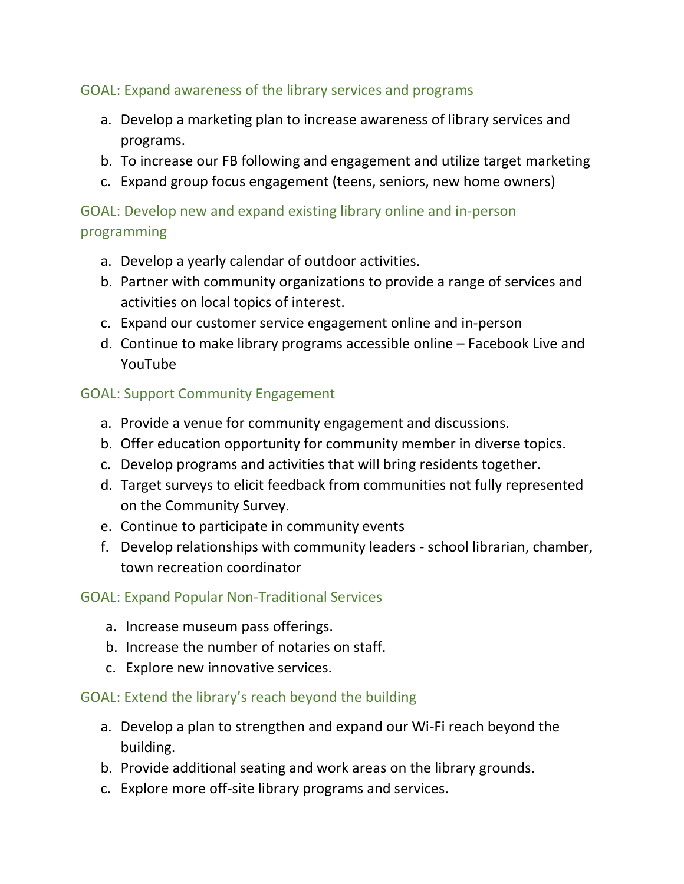## GOAL: Expand awareness of the library services and programs

a. Develop a marketing plan to increase awareness of library services and programs.
b. To increase our FB following and engagement and utilize target marketing
c. Expand group focus engagement (teens, seniors, new home owners)

## GOAL: Develop new and expand existing library online and in-person programming

a. Develop a yearly calendar of outdoor activities.
b. Partner with community organizations to provide a range of services and activities on local topics of interest.
c. Expand our customer service engagement online and in-person
d. Continue to make library programs accessible online – Facebook Live and YouTube

## GOAL: Support Community Engagement

a. Provide a venue for community engagement and discussions.
b. Offer education opportunity for community member in diverse topics.
c. Develop programs and activities that will bring residents together.
d. Target surveys to elicit feedback from communities not fully represented on the Community Survey.
e. Continue to participate in community events
f. Develop relationships with community leaders - school librarian, chamber, town recreation coordinator

## GOAL: Expand Popular Non-Traditional Services

a. Increase museum pass offerings.
b. Increase the number of notaries on staff.
c. Explore new innovative services.

## GOAL: Extend the library's reach beyond the building

a. Develop a plan to strengthen and expand our Wi-Fi reach beyond the building.
b. Provide additional seating and work areas on the library grounds.
c. Explore more off-site library programs and services.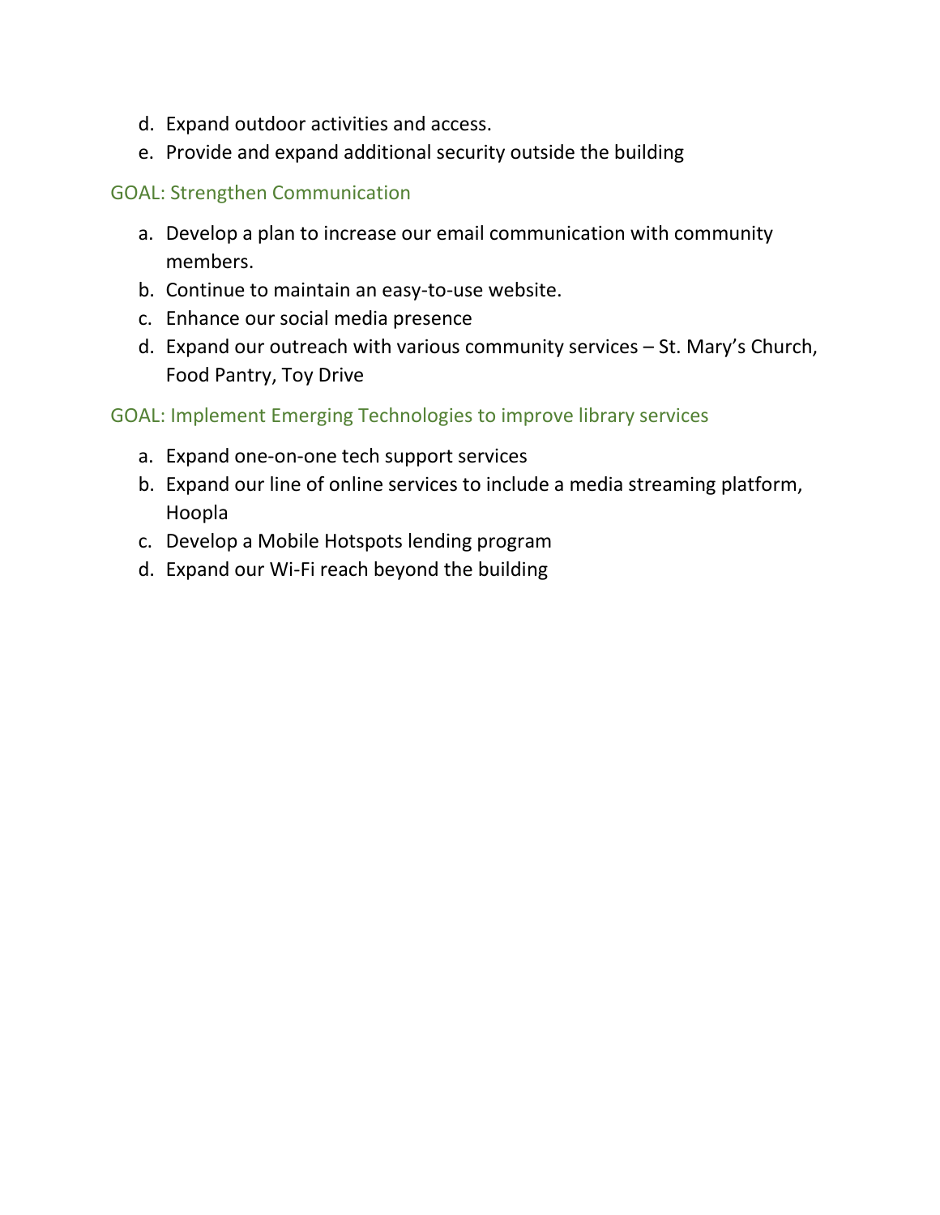d. Expand outdoor activities and access.
e. Provide and expand additional security outside the building

## GOAL: Strengthen Communication

a. Develop a plan to increase our email communication with community members.
b. Continue to maintain an easy-to-use website.
c. Enhance our social media presence
d. Expand our outreach with various community services – St. Mary's Church, Food Pantry, Toy Drive

## GOAL: Implement Emerging Technologies to improve library services

a. Expand one-on-one tech support services
b. Expand our line of online services to include a media streaming platform, Hoopla
c. Develop a Mobile Hotspots lending program
d. Expand our Wi-Fi reach beyond the building